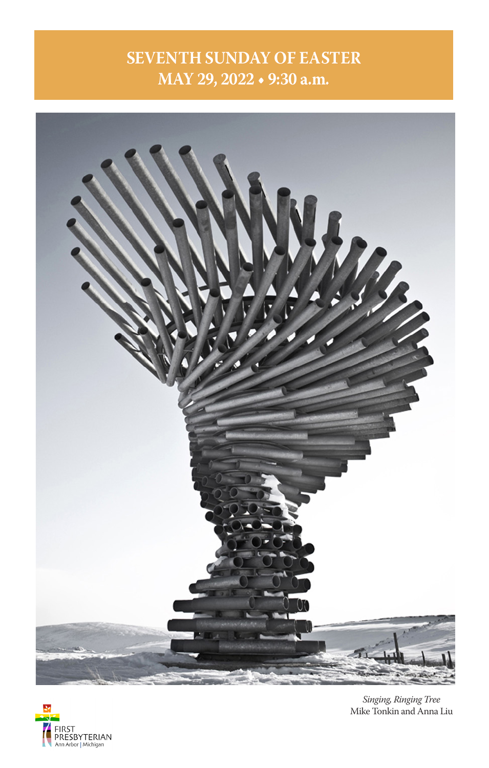# SEVENTH SUNDAY OF EASTER
## MAY 29, 2022 • 9:30 a.m.

*Singing, Ringing Tree*
Mike Tonkin and Anna Liu

FIRST PRESBYTERIAN
Ann Arbor | Michigan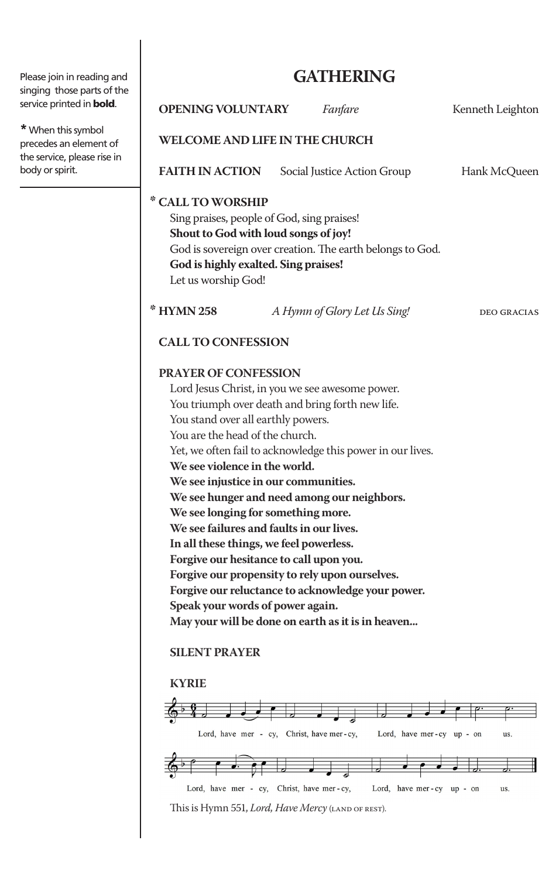Please join in reading and singing those parts of the service printed in **bold**.

* When this symbol precedes an element of the service, please rise in body or spirit.

## GATHERING

**OPENING VOLUNTARY** *Fanfare* Kenneth Leighton

**WELCOME AND LIFE IN THE CHURCH**

**FAITH IN ACTION** Social Justice Action Group Hank McQueen

* **CALL TO WORSHIP**

Sing praises, people of God, sing praises!
**Shout to God with loud songs of joy!**
God is sovereign over creation. The earth belongs to God.
**God is highly exalted. Sing praises!**
Let us worship God!

* **HYMN 258** *A Hymn of Glory Let Us Sing!* DEO GRACIAS

**CALL TO CONFESSION**

**PRAYER OF CONFESSION**

Lord Jesus Christ, in you we see awesome power.
You triumph over death and bring forth new life.
You stand over all earthly powers.
You are the head of the church.
Yet, we often fail to acknowledge this power in our lives.
**We see violence in the world.**
**We see injustice in our communities.**
**We see hunger and need among our neighbors.**
**We see longing for something more.**
**We see failures and faults in our lives.**
**In all these things, we feel powerless.**
**Forgive our hesitance to call upon you.**
**Forgive our propensity to rely upon ourselves.**
**Forgive our reluctance to acknowledge your power.**
**Speak your words of power again.**
**May your will be done on earth as it is in heaven...**

**SILENT PRAYER**

**KYRIE**

Lord, have mer - cy, Christ, have mer - cy, Lord, have mer - cy up - on us.

Lord, have mer - cy, Christ, have mer - cy, Lord, have mer - cy up - on us.

This is Hymn 551, *Lord, Have Mercy* (LAND OF REST).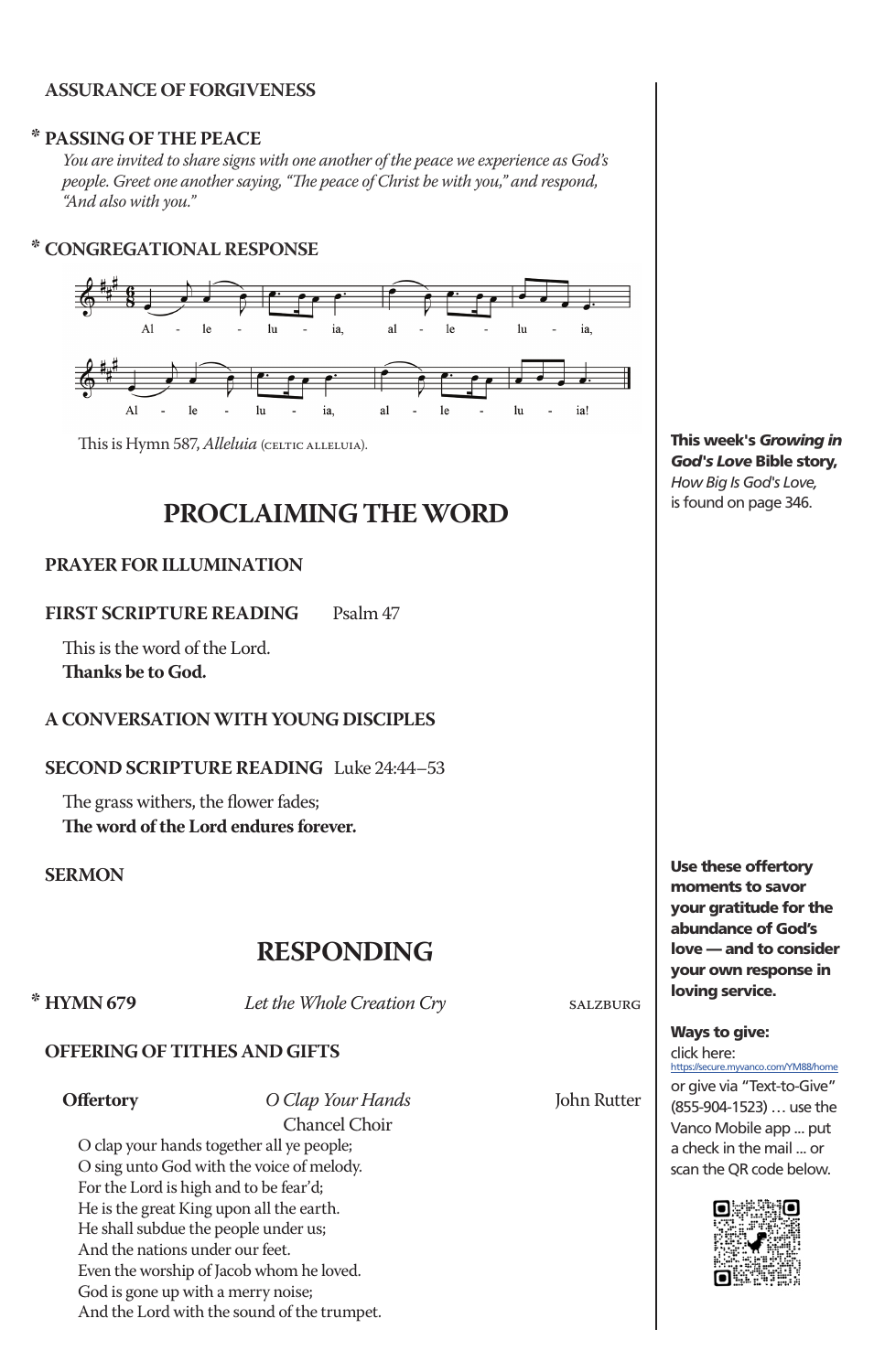**ASSURANCE OF FORGIVENESS**

\* **PASSING OF THE PEACE**

*You are invited to share signs with one another of the peace we experience as God's people. Greet one another saying, "The peace of Christ be with you," and respond, "And also with you."*

\* **CONGREGATIONAL RESPONSE**

Al - le - lu - ia, al - le - lu - ia,
Al - le - lu - ia, al - le - lu - ia!

This is Hymn 587, *Alleluia* (CELTIC ALLELUIA).

## PROCLAIMING THE WORD

**PRAYER FOR ILLUMINATION**

**FIRST SCRIPTURE READING** Psalm 47

This is the word of the Lord.
**Thanks be to God.**

**A CONVERSATION WITH YOUNG DISCIPLES**

**SECOND SCRIPTURE READING** Luke 24:44–53

The grass withers, the flower fades;
**The word of the Lord endures forever.**

**SERMON**

## RESPONDING

\* **HYMN 679** *Let the Whole Creation Cry* SALZBURG

**OFFERING OF TITHES AND GIFTS**

**Offertory** *O Clap Your Hands* John Rutter
Chancel Choir

O clap your hands together all ye people;
O sing unto God with the voice of melody.
For the Lord is high and to be fear'd;
He is the great King upon all the earth.
He shall subdue the people under us;
And the nations under our feet.
Even the worship of Jacob whom he loved.
God is gone up with a merry noise;
And the Lord with the sound of the trumpet.

**This week's *Growing in God's Love* Bible story,** *How Big Is God's Love,* is found on page 346.

**Use these offertory moments to savor your gratitude for the abundance of God's love — and to consider your own response in loving service.**

**Ways to give:**
click here:
https://secure.myvanco.com/YM88/home
or give via "Text-to-Give" (855-904-1523) … use the Vanco Mobile app ... put a check in the mail ... or scan the QR code below.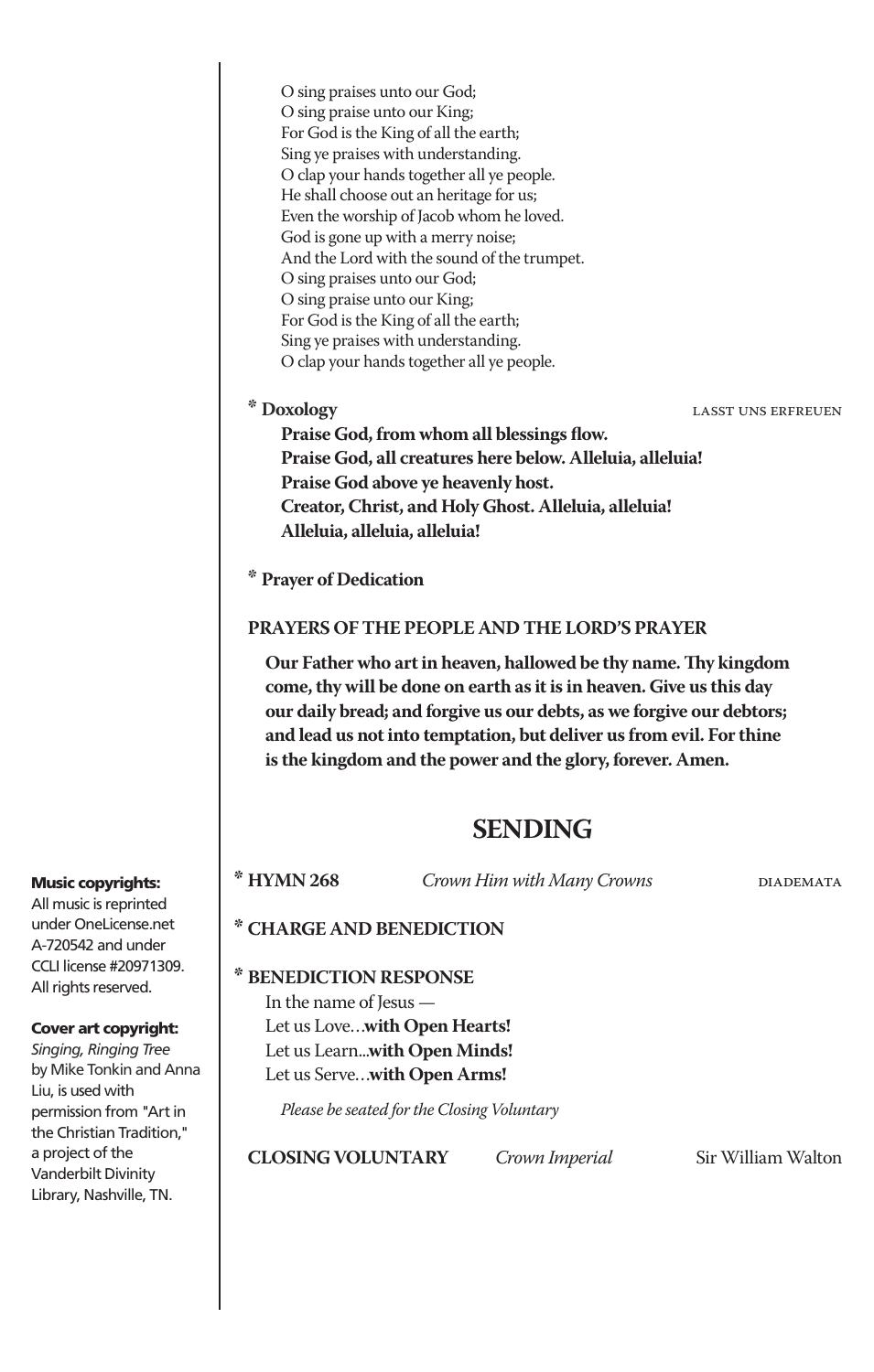O sing praises unto our God;
O sing praise unto our King;
For God is the King of all the earth;
Sing ye praises with understanding.
O clap your hands together all ye people.
He shall choose out an heritage for us;
Even the worship of Jacob whom he loved.
God is gone up with a merry noise;
And the Lord with the sound of the trumpet.
O sing praises unto our God;
O sing praise unto our King;
For God is the King of all the earth;
Sing ye praises with understanding.
O clap your hands together all ye people.

**\* Doxology** LASST UNS ERFREUEN

**Praise God, from whom all blessings flow.**
**Praise God, all creatures here below. Alleluia, alleluia!**
**Praise God above ye heavenly host.**
**Creator, Christ, and Holy Ghost. Alleluia, alleluia!**
**Alleluia, alleluia, alleluia!**

**\* Prayer of Dedication**

**PRAYERS OF THE PEOPLE AND THE LORD'S PRAYER**

**Our Father who art in heaven, hallowed be thy name. Thy kingdom come, thy will be done on earth as it is in heaven. Give us this day our daily bread; and forgive us our debts, as we forgive our debtors; and lead us not into temptation, but deliver us from evil. For thine is the kingdom and the power and the glory, forever. Amen.**

## SENDING

**\* HYMN 268** *Crown Him with Many Crowns* DIADEMATA

**\* CHARGE AND BENEDICTION**

**\* BENEDICTION RESPONSE**

In the name of Jesus —
Let us Love…**with Open Hearts!**
Let us Learn...**with Open Minds!**
Let us Serve…**with Open Arms!**

*Please be seated for the Closing Voluntary*

**CLOSING VOLUNTARY** *Crown Imperial* Sir William Walton

**Music copyrights:**
All music is reprinted under OneLicense.net A-720542 and under CCLI license #20971309. All rights reserved.

**Cover art copyright:**
*Singing, Ringing Tree* by Mike Tonkin and Anna Liu, is used with permission from "Art in the Christian Tradition," a project of the Vanderbilt Divinity Library, Nashville, TN.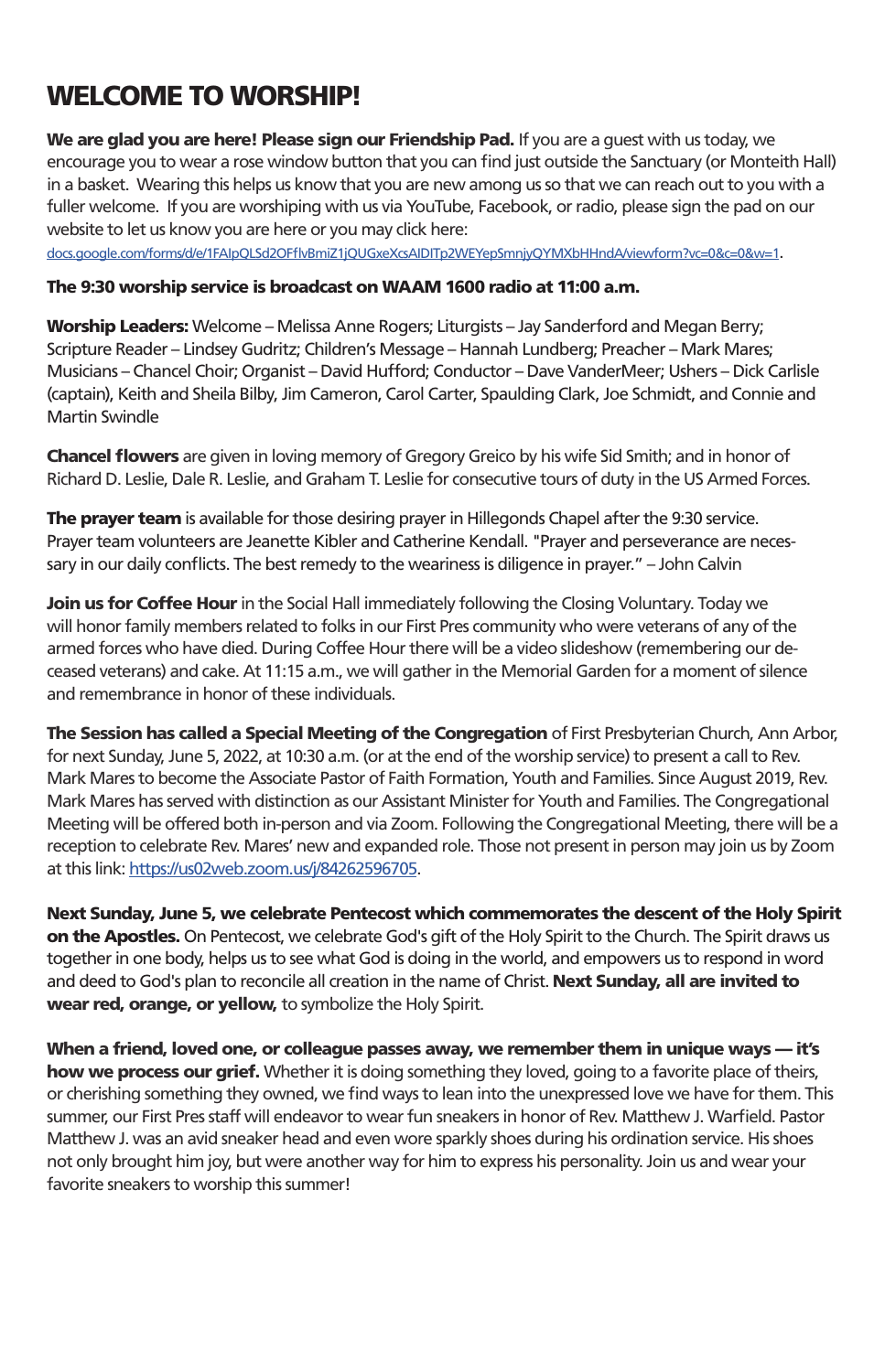# WELCOME TO WORSHIP!

**We are glad you are here! Please sign our Friendship Pad.** If you are a guest with us today, we encourage you to wear a rose window button that you can find just outside the Sanctuary (or Monteith Hall) in a basket. Wearing this helps us know that you are new among us so that we can reach out to you with a fuller welcome. If you are worshiping with us via YouTube, Facebook, or radio, please sign the pad on our website to let us know you are here or you may click here: docs.google.com/forms/d/e/1FAIpQLSd2OFflvBmiZ1jQUGxeXcsAlDITp2WEYepSmnjyQYMXbHHndA/viewform?vc=0&c=0&w=1.

**The 9:30 worship service is broadcast on WAAM 1600 radio at 11:00 a.m.**

**Worship Leaders:** Welcome – Melissa Anne Rogers; Liturgists – Jay Sanderford and Megan Berry; Scripture Reader – Lindsey Gudritz; Children's Message – Hannah Lundberg; Preacher – Mark Mares; Musicians – Chancel Choir; Organist – David Hufford; Conductor – Dave VanderMeer; Ushers – Dick Carlisle (captain), Keith and Sheila Bilby, Jim Cameron, Carol Carter, Spaulding Clark, Joe Schmidt, and Connie and Martin Swindle

**Chancel flowers** are given in loving memory of Gregory Greico by his wife Sid Smith; and in honor of Richard D. Leslie, Dale R. Leslie, and Graham T. Leslie for consecutive tours of duty in the US Armed Forces.

**The prayer team** is available for those desiring prayer in Hillegonds Chapel after the 9:30 service. Prayer team volunteers are Jeanette Kibler and Catherine Kendall. "Prayer and perseverance are necessary in our daily conflicts. The best remedy to the weariness is diligence in prayer." – John Calvin

**Join us for Coffee Hour** in the Social Hall immediately following the Closing Voluntary. Today we will honor family members related to folks in our First Pres community who were veterans of any of the armed forces who have died. During Coffee Hour there will be a video slideshow (remembering our deceased veterans) and cake. At 11:15 a.m., we will gather in the Memorial Garden for a moment of silence and remembrance in honor of these individuals.

**The Session has called a Special Meeting of the Congregation** of First Presbyterian Church, Ann Arbor, for next Sunday, June 5, 2022, at 10:30 a.m. (or at the end of the worship service) to present a call to Rev. Mark Mares to become the Associate Pastor of Faith Formation, Youth and Families. Since August 2019, Rev. Mark Mares has served with distinction as our Assistant Minister for Youth and Families. The Congregational Meeting will be offered both in-person and via Zoom. Following the Congregational Meeting, there will be a reception to celebrate Rev. Mares' new and expanded role. Those not present in person may join us by Zoom at this link: https://us02web.zoom.us/j/84262596705.

**Next Sunday, June 5, we celebrate Pentecost which commemorates the descent of the Holy Spirit on the Apostles.** On Pentecost, we celebrate God's gift of the Holy Spirit to the Church. The Spirit draws us together in one body, helps us to see what God is doing in the world, and empowers us to respond in word and deed to God's plan to reconcile all creation in the name of Christ. **Next Sunday, all are invited to wear red, orange, or yellow,** to symbolize the Holy Spirit.

**When a friend, loved one, or colleague passes away, we remember them in unique ways — it's how we process our grief.** Whether it is doing something they loved, going to a favorite place of theirs, or cherishing something they owned, we find ways to lean into the unexpressed love we have for them. This summer, our First Pres staff will endeavor to wear fun sneakers in honor of Rev. Matthew J. Warfield. Pastor Matthew J. was an avid sneaker head and even wore sparkly shoes during his ordination service. His shoes not only brought him joy, but were another way for him to express his personality. Join us and wear your favorite sneakers to worship this summer!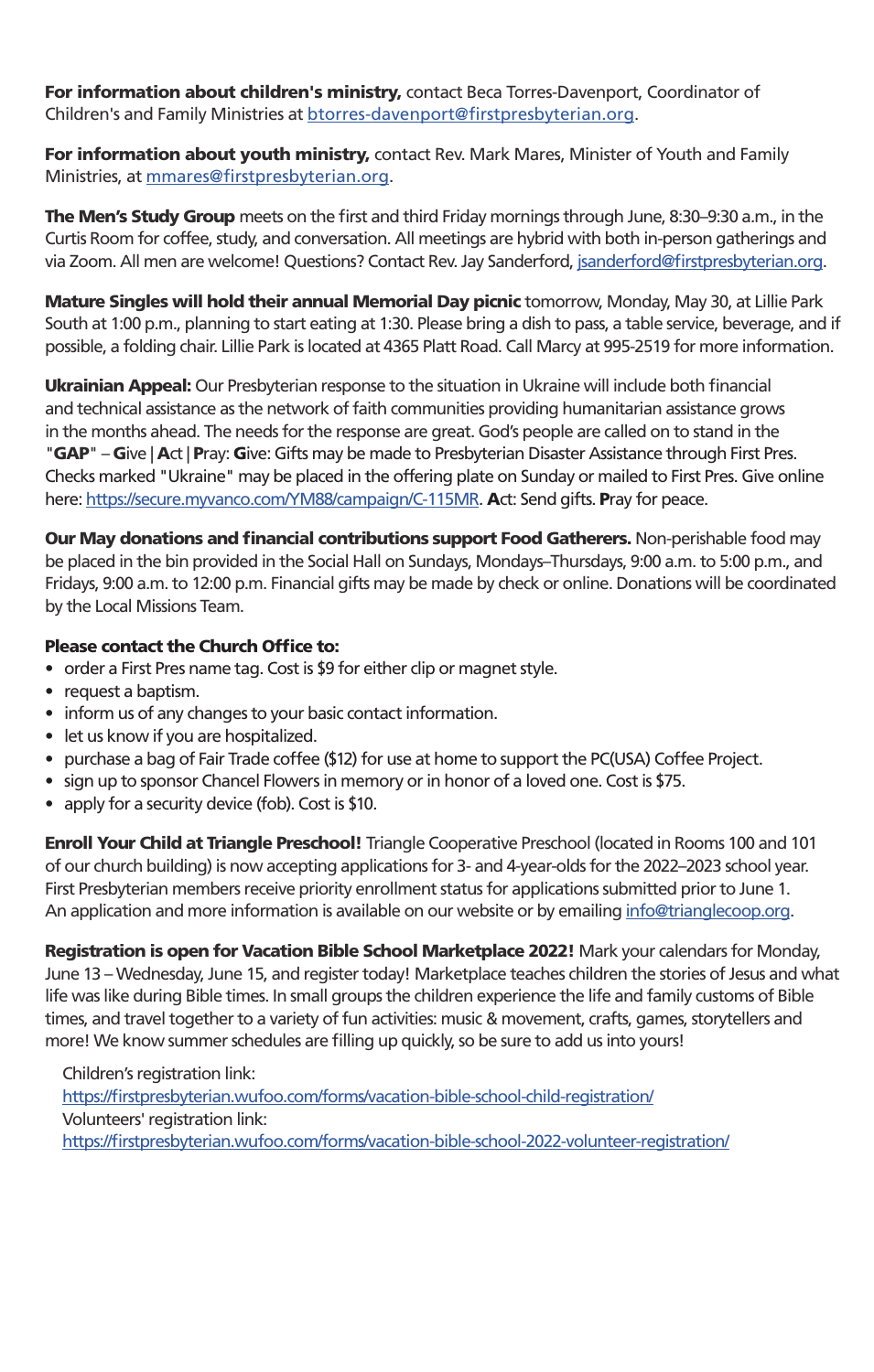**For information about children's ministry,** contact Beca Torres-Davenport, Coordinator of Children's and Family Ministries at btorres-davenport@firstpresbyterian.org.

**For information about youth ministry,** contact Rev. Mark Mares, Minister of Youth and Family Ministries, at mmares@firstpresbyterian.org.

**The Men's Study Group** meets on the first and third Friday mornings through June, 8:30–9:30 a.m., in the Curtis Room for coffee, study, and conversation. All meetings are hybrid with both in-person gatherings and via Zoom. All men are welcome! Questions? Contact Rev. Jay Sanderford, jsanderford@firstpresbyterian.org.

**Mature Singles will hold their annual Memorial Day picnic** tomorrow, Monday, May 30, at Lillie Park South at 1:00 p.m., planning to start eating at 1:30. Please bring a dish to pass, a table service, beverage, and if possible, a folding chair. Lillie Park is located at 4365 Platt Road. Call Marcy at 995-2519 for more information.

**Ukrainian Appeal:** Our Presbyterian response to the situation in Ukraine will include both financial and technical assistance as the network of faith communities providing humanitarian assistance grows in the months ahead. The needs for the response are great. God's people are called on to stand in the "**GAP**" – **G**ive | **A**ct | **P**ray: **G**ive: Gifts may be made to Presbyterian Disaster Assistance through First Pres. Checks marked "Ukraine" may be placed in the offering plate on Sunday or mailed to First Pres. Give online here: https://secure.myvanco.com/YM88/campaign/C-115MR. **A**ct: Send gifts. **P**ray for peace.

**Our May donations and financial contributions support Food Gatherers.** Non-perishable food may be placed in the bin provided in the Social Hall on Sundays, Mondays–Thursdays, 9:00 a.m. to 5:00 p.m., and Fridays, 9:00 a.m. to 12:00 p.m. Financial gifts may be made by check or online. Donations will be coordinated by the Local Missions Team.

**Please contact the Church Office to:**

- order a First Pres name tag. Cost is $9 for either clip or magnet style.
- request a baptism.
- inform us of any changes to your basic contact information.
- let us know if you are hospitalized.
- purchase a bag of Fair Trade coffee ($12) for use at home to support the PC(USA) Coffee Project.
- sign up to sponsor Chancel Flowers in memory or in honor of a loved one. Cost is $75.
- apply for a security device (fob). Cost is $10.

**Enroll Your Child at Triangle Preschool!** Triangle Cooperative Preschool (located in Rooms 100 and 101 of our church building) is now accepting applications for 3- and 4-year-olds for the 2022–2023 school year. First Presbyterian members receive priority enrollment status for applications submitted prior to June 1. An application and more information is available on our website or by emailing info@trianglecoop.org.

**Registration is open for Vacation Bible School Marketplace 2022!** Mark your calendars for Monday, June 13 – Wednesday, June 15, and register today! Marketplace teaches children the stories of Jesus and what life was like during Bible times. In small groups the children experience the life and family customs of Bible times, and travel together to a variety of fun activities: music & movement, crafts, games, storytellers and more! We know summer schedules are filling up quickly, so be sure to add us into yours!

Children's registration link:
https://firstpresbyterian.wufoo.com/forms/vacation-bible-school-child-registration/
Volunteers' registration link:
https://firstpresbyterian.wufoo.com/forms/vacation-bible-school-2022-volunteer-registration/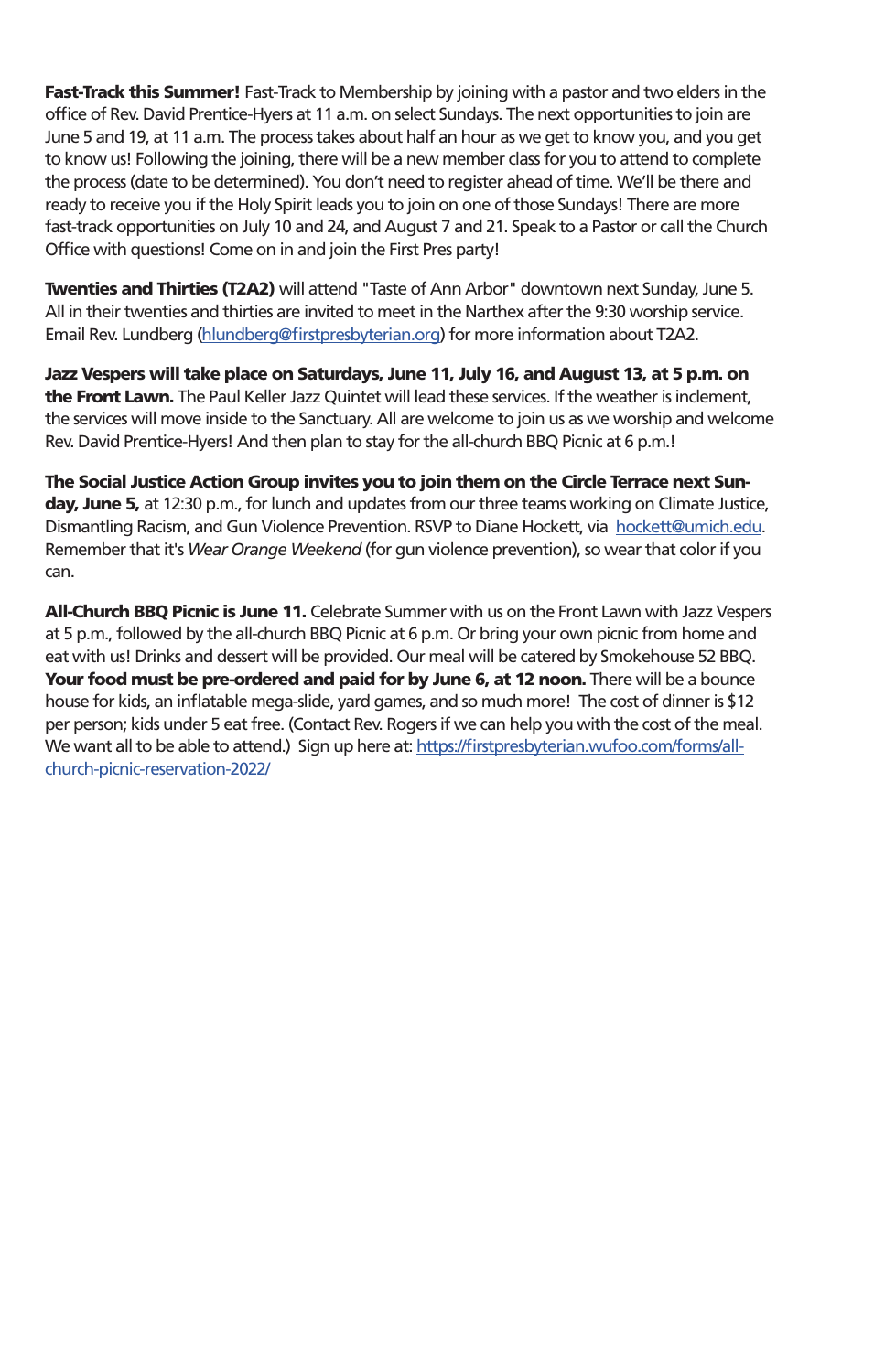**Fast-Track this Summer!** Fast-Track to Membership by joining with a pastor and two elders in the office of Rev. David Prentice-Hyers at 11 a.m. on select Sundays. The next opportunities to join are June 5 and 19, at 11 a.m. The process takes about half an hour as we get to know you, and you get to know us! Following the joining, there will be a new member class for you to attend to complete the process (date to be determined). You don't need to register ahead of time. We'll be there and ready to receive you if the Holy Spirit leads you to join on one of those Sundays! There are more fast-track opportunities on July 10 and 24, and August 7 and 21. Speak to a Pastor or call the Church Office with questions! Come on in and join the First Pres party!

**Twenties and Thirties (T2A2)** will attend "Taste of Ann Arbor" downtown next Sunday, June 5. All in their twenties and thirties are invited to meet in the Narthex after the 9:30 worship service. Email Rev. Lundberg ([hlundberg@firstpresbyterian.org](mailto:hlundberg@firstpresbyterian.org)) for more information about T2A2.

**Jazz Vespers will take place on Saturdays, June 11, July 16, and August 13, at 5 p.m. on the Front Lawn.** The Paul Keller Jazz Quintet will lead these services. If the weather is inclement, the services will move inside to the Sanctuary. All are welcome to join us as we worship and welcome Rev. David Prentice-Hyers! And then plan to stay for the all-church BBQ Picnic at 6 p.m.!

**The Social Justice Action Group invites you to join them on the Circle Terrace next Sunday, June 5,** at 12:30 p.m., for lunch and updates from our three teams working on Climate Justice, Dismantling Racism, and Gun Violence Prevention. RSVP to Diane Hockett, via [hockett@umich.edu](mailto:hockett@umich.edu). Remember that it's *Wear Orange Weekend* (for gun violence prevention), so wear that color if you can.

**All-Church BBQ Picnic is June 11.** Celebrate Summer with us on the Front Lawn with Jazz Vespers at 5 p.m., followed by the all-church BBQ Picnic at 6 p.m. Or bring your own picnic from home and eat with us! Drinks and dessert will be provided. Our meal will be catered by Smokehouse 52 BBQ. **Your food must be pre-ordered and paid for by June 6, at 12 noon.** There will be a bounce house for kids, an inflatable mega-slide, yard games, and so much more! The cost of dinner is $12 per person; kids under 5 eat free. (Contact Rev. Rogers if we can help you with the cost of the meal. We want all to be able to attend.) Sign up here at: [https://firstpresbyterian.wufoo.com/forms/all-church-picnic-reservation-2022/](https://firstpresbyterian.wufoo.com/forms/all-church-picnic-reservation-2022/)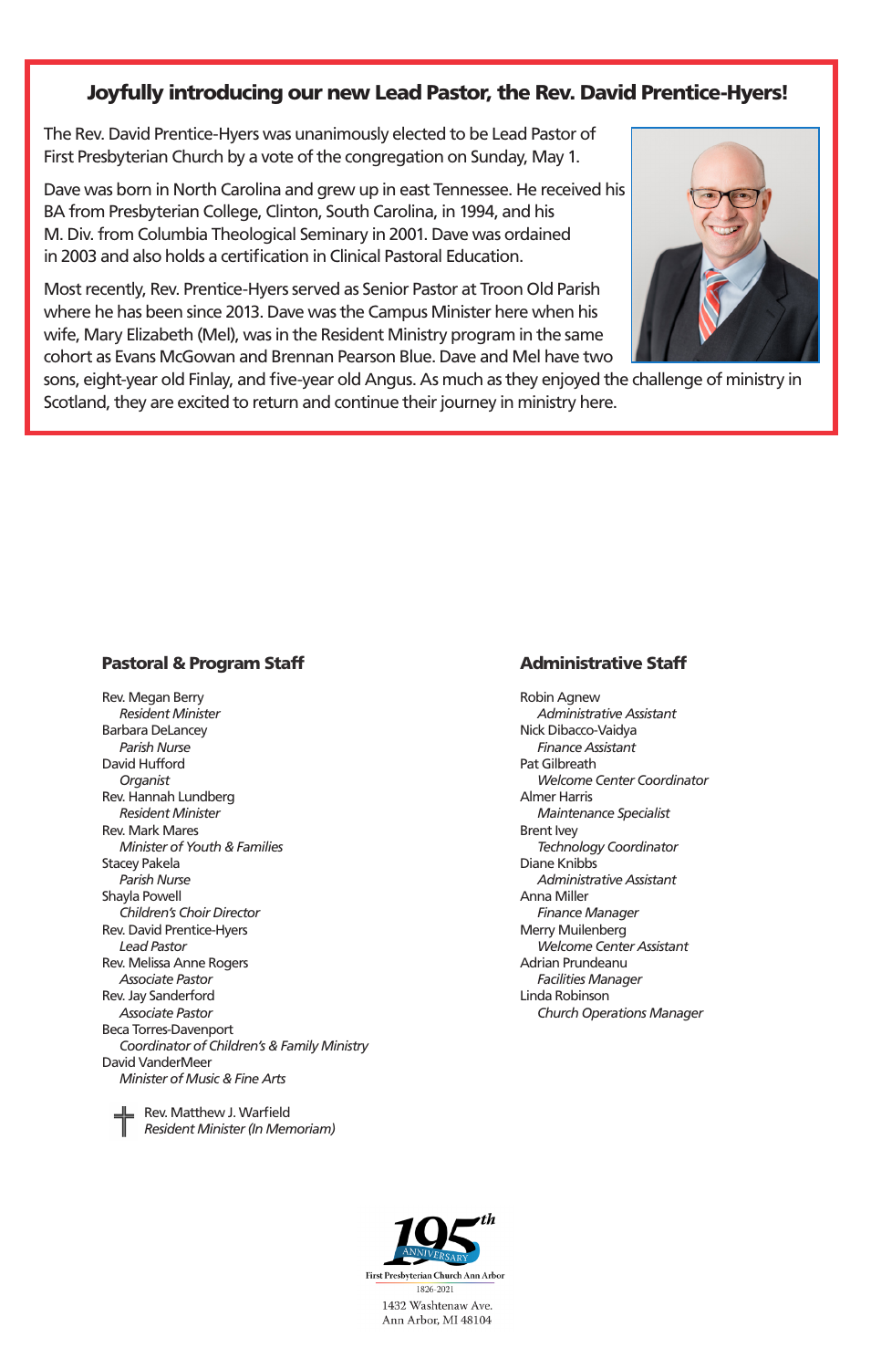## Joyfully introducing our new Lead Pastor, the Rev. David Prentice-Hyers!

The Rev. David Prentice-Hyers was unanimously elected to be Lead Pastor of First Presbyterian Church by a vote of the congregation on Sunday, May 1.

Dave was born in North Carolina and grew up in east Tennessee. He received his BA from Presbyterian College, Clinton, South Carolina, in 1994, and his M. Div. from Columbia Theological Seminary in 2001. Dave was ordained in 2003 and also holds a certification in Clinical Pastoral Education.

Most recently, Rev. Prentice-Hyers served as Senior Pastor at Troon Old Parish where he has been since 2013. Dave was the Campus Minister here when his wife, Mary Elizabeth (Mel), was in the Resident Ministry program in the same cohort as Evans McGowan and Brennan Pearson Blue. Dave and Mel have two sons, eight-year old Finlay, and five-year old Angus. As much as they enjoyed the challenge of ministry in Scotland, they are excited to return and continue their journey in ministry here.

### Pastoral & Program Staff

Rev. Megan Berry
*Resident Minister*
Barbara DeLancey
*Parish Nurse*
David Hufford
*Organist*
Rev. Hannah Lundberg
*Resident Minister*
Rev. Mark Mares
*Minister of Youth & Families*
Stacey Pakela
*Parish Nurse*
Shayla Powell
*Children's Choir Director*
Rev. David Prentice-Hyers
*Lead Pastor*
Rev. Melissa Anne Rogers
*Associate Pastor*
Rev. Jay Sanderford
*Associate Pastor*
Beca Torres-Davenport
*Coordinator of Children's & Family Ministry*
David VanderMeer
*Minister of Music & Fine Arts*

✝ Rev. Matthew J. Warfield
*Resident Minister (In Memoriam)*

### Administrative Staff

Robin Agnew
*Administrative Assistant*
Nick Dibacco-Vaidya
*Finance Assistant*
Pat Gilbreath
*Welcome Center Coordinator*
Almer Harris
*Maintenance Specialist*
Brent Ivey
*Technology Coordinator*
Diane Knibbs
*Administrative Assistant*
Anna Miller
*Finance Manager*
Merry Muilenberg
*Welcome Center Assistant*
Adrian Prundeanu
*Facilities Manager*
Linda Robinson
*Church Operations Manager*

195th Anniversary
First Presbyterian Church Ann Arbor
1826-2021
1432 Washtenaw Ave.
Ann Arbor, MI 48104